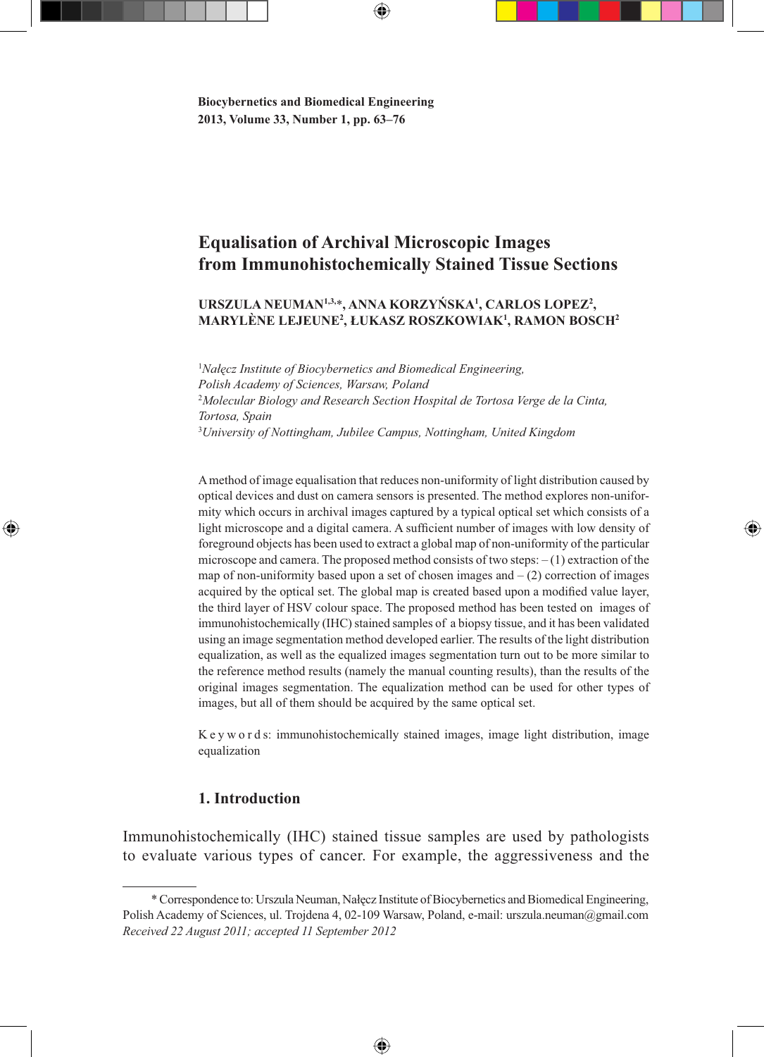# Equalisation of Archival Microscopic Images from Immunohistochemically Stained Tissue Sections

**URSZULA NEUMAN[1,3,*], ANNA KORZYŃSKA[1], CARLOS LOPEZ[2], MARYLÈNE LEJEUNE[2], ŁUKASZ ROSZKOWIAK[1], RAMON BOSCH[2]**

[1]*Nałęcz Institute of Biocybernetics and Biomedical Engineering, Polish Academy of Sciences, Warsaw, Poland*
[2]*Molecular Biology and Research Section Hospital de Tortosa Verge de la Cinta, Tortosa, Spain*
[3]*University of Nottingham, Jubilee Campus, Nottingham, United Kingdom*

A method of image equalisation that reduces non-uniformity of light distribution caused by optical devices and dust on camera sensors is presented. The method explores non-uniformity which occurs in archival images captured by a typical optical set which consists of a light microscope and a digital camera. A sufficient number of images with low density of foreground objects has been used to extract a global map of non-uniformity of the particular microscope and camera. The proposed method consists of two steps: – (1) extraction of the map of non-uniformity based upon a set of chosen images and – (2) correction of images acquired by the optical set. The global map is created based upon a modified value layer, the third layer of HSV colour space. The proposed method has been tested on images of immunohistochemically (IHC) stained samples of a biopsy tissue, and it has been validated using an image segmentation method developed earlier. The results of the light distribution equalization, as well as the equalized images segmentation turn out to be more similar to the reference method results (namely the manual counting results), than the results of the original images segmentation. The equalization method can be used for other types of images, but all of them should be acquired by the same optical set.

K e y w o r d s: immunohistochemically stained images, image light distribution, image equalization

## 1. Introduction

Immunohistochemically (IHC) stained tissue samples are used by pathologists to evaluate various types of cancer. For example, the aggressiveness and the

---

\* Correspondence to: Urszula Neuman, Nałęcz Institute of Biocybernetics and Biomedical Engineering, Polish Academy of Sciences, ul. Trojdena 4, 02-109 Warsaw, Poland, e-mail: urszula.neuman@gmail.com
*Received 22 August 2011; accepted 11 September 2012*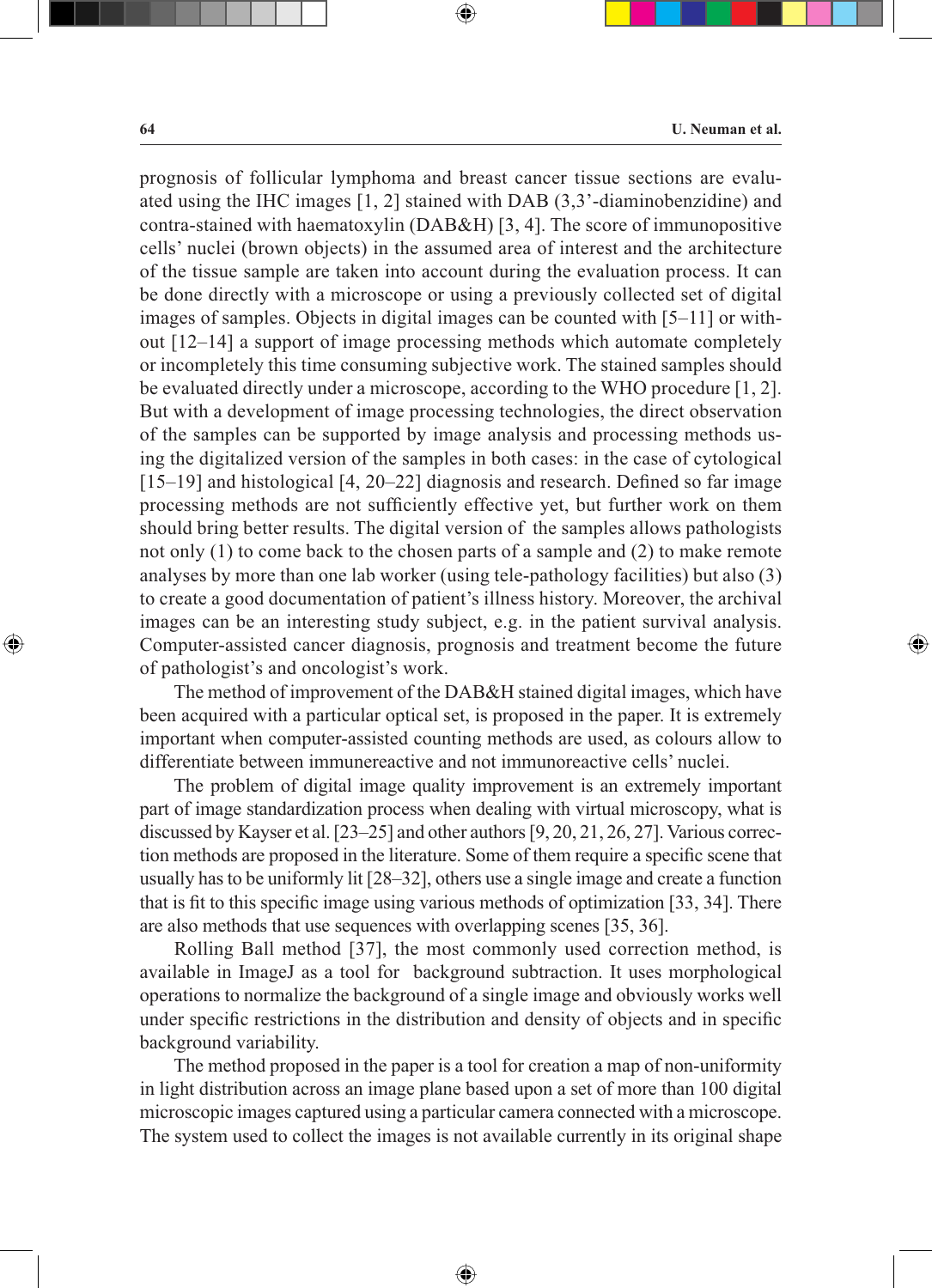prognosis of follicular lymphoma and breast cancer tissue sections are evaluated using the IHC images [1, 2] stained with DAB (3,3'-diaminobenzidine) and contra-stained with haematoxylin (DAB&H) [3, 4]. The score of immunopositive cells' nuclei (brown objects) in the assumed area of interest and the architecture of the tissue sample are taken into account during the evaluation process. It can be done directly with a microscope or using a previously collected set of digital images of samples. Objects in digital images can be counted with [5–11] or without [12–14] a support of image processing methods which automate completely or incompletely this time consuming subjective work. The stained samples should be evaluated directly under a microscope, according to the WHO procedure [1, 2]. But with a development of image processing technologies, the direct observation of the samples can be supported by image analysis and processing methods using the digitalized version of the samples in both cases: in the case of cytological [15–19] and histological [4, 20–22] diagnosis and research. Defined so far image processing methods are not sufficiently effective yet, but further work on them should bring better results. The digital version of the samples allows pathologists not only (1) to come back to the chosen parts of a sample and (2) to make remote analyses by more than one lab worker (using tele-pathology facilities) but also (3) to create a good documentation of patient's illness history. Moreover, the archival images can be an interesting study subject, e.g. in the patient survival analysis. Computer-assisted cancer diagnosis, prognosis and treatment become the future of pathologist's and oncologist's work.

The method of improvement of the DAB&H stained digital images, which have been acquired with a particular optical set, is proposed in the paper. It is extremely important when computer-assisted counting methods are used, as colours allow to differentiate between immunereactive and not immunoreactive cells' nuclei.

The problem of digital image quality improvement is an extremely important part of image standardization process when dealing with virtual microscopy, what is discussed by Kayser et al. [23–25] and other authors [9, 20, 21, 26, 27]. Various correction methods are proposed in the literature. Some of them require a specific scene that usually has to be uniformly lit [28–32], others use a single image and create a function that is fit to this specific image using various methods of optimization [33, 34]. There are also methods that use sequences with overlapping scenes [35, 36].

Rolling Ball method [37], the most commonly used correction method, is available in ImageJ as a tool for background subtraction. It uses morphological operations to normalize the background of a single image and obviously works well under specific restrictions in the distribution and density of objects and in specific background variability.

The method proposed in the paper is a tool for creation a map of non-uniformity in light distribution across an image plane based upon a set of more than 100 digital microscopic images captured using a particular camera connected with a microscope. The system used to collect the images is not available currently in its original shape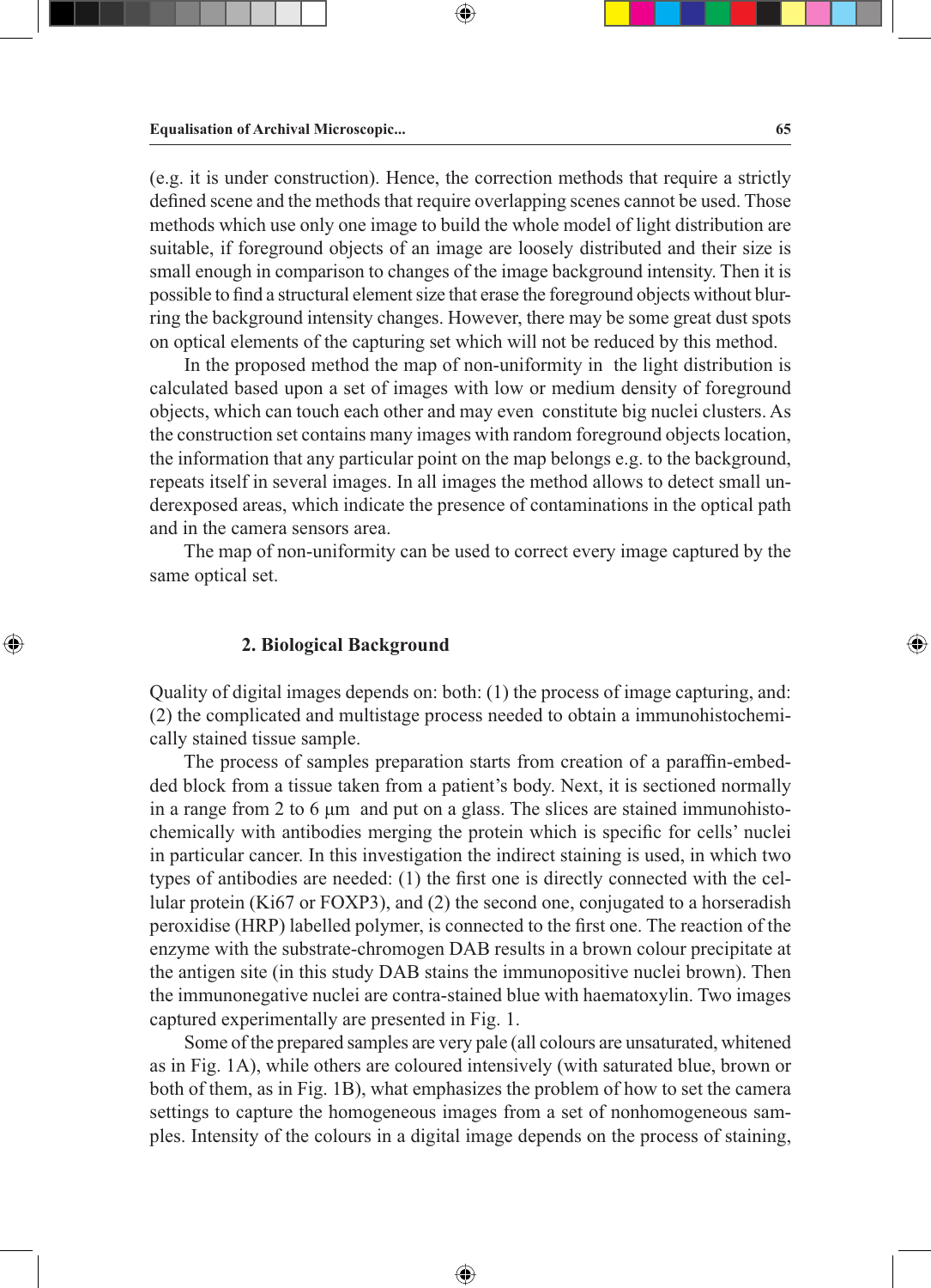(e.g. it is under construction). Hence, the correction methods that require a strictly defined scene and the methods that require overlapping scenes cannot be used. Those methods which use only one image to build the whole model of light distribution are suitable, if foreground objects of an image are loosely distributed and their size is small enough in comparison to changes of the image background intensity. Then it is possible to find a structural element size that erase the foreground objects without blurring the background intensity changes. However, there may be some great dust spots on optical elements of the capturing set which will not be reduced by this method.

In the proposed method the map of non-uniformity in the light distribution is calculated based upon a set of images with low or medium density of foreground objects, which can touch each other and may even constitute big nuclei clusters. As the construction set contains many images with random foreground objects location, the information that any particular point on the map belongs e.g. to the background, repeats itself in several images. In all images the method allows to detect small underexposed areas, which indicate the presence of contaminations in the optical path and in the camera sensors area.

The map of non-uniformity can be used to correct every image captured by the same optical set.

## 2. Biological Background

Quality of digital images depends on: both: (1) the process of image capturing, and: (2) the complicated and multistage process needed to obtain a immunohistochemically stained tissue sample.

The process of samples preparation starts from creation of a paraffin-embedded block from a tissue taken from a patient's body. Next, it is sectioned normally in a range from 2 to 6 µm and put on a glass. The slices are stained immunohistochemically with antibodies merging the protein which is specific for cells' nuclei in particular cancer. In this investigation the indirect staining is used, in which two types of antibodies are needed: (1) the first one is directly connected with the cellular protein (Ki67 or FOXP3), and (2) the second one, conjugated to a horseradish peroxidise (HRP) labelled polymer, is connected to the first one. The reaction of the enzyme with the substrate-chromogen DAB results in a brown colour precipitate at the antigen site (in this study DAB stains the immunopositive nuclei brown). Then the immunonegative nuclei are contra-stained blue with haematoxylin. Two images captured experimentally are presented in Fig. 1.

Some of the prepared samples are very pale (all colours are unsaturated, whitened as in Fig. 1A), while others are coloured intensively (with saturated blue, brown or both of them, as in Fig. 1B), what emphasizes the problem of how to set the camera settings to capture the homogeneous images from a set of nonhomogeneous samples. Intensity of the colours in a digital image depends on the process of staining,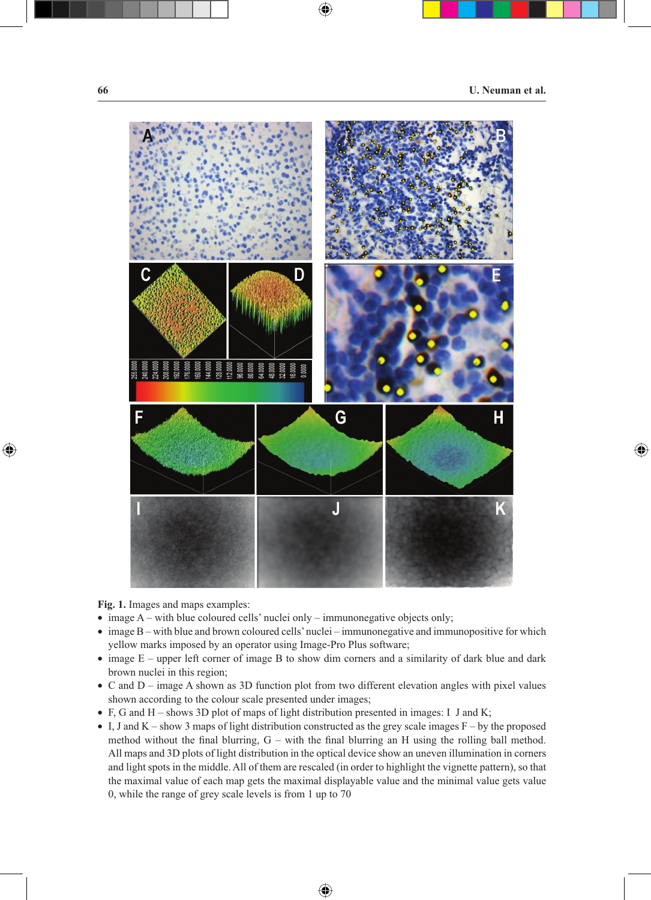**Fig. 1.** Images and maps examples:

- image A – with blue coloured cells' nuclei only – immunonegative objects only;
- image B – with blue and brown coloured cells' nuclei – immunonegative and immunopositive for which yellow marks imposed by an operator using Image-Pro Plus software;
- image E – upper left corner of image B to show dim corners and a similarity of dark blue and dark brown nuclei in this region;
- C and D – image A shown as 3D function plot from two different elevation angles with pixel values shown according to the colour scale presented under images;
- F, G and H – shows 3D plot of maps of light distribution presented in images: I  J and K;
- I, J and K – show 3 maps of light distribution constructed as the grey scale images F – by the proposed method without the final blurring, G – with the final blurring an H using the rolling ball method. All maps and 3D plots of light distribution in the optical device show an uneven illumination in corners and light spots in the middle. All of them are rescaled (in order to highlight the vignette pattern), so that the maximal value of each map gets the maximal displayable value and the minimal value gets value 0, while the range of grey scale levels is from 1 up to 70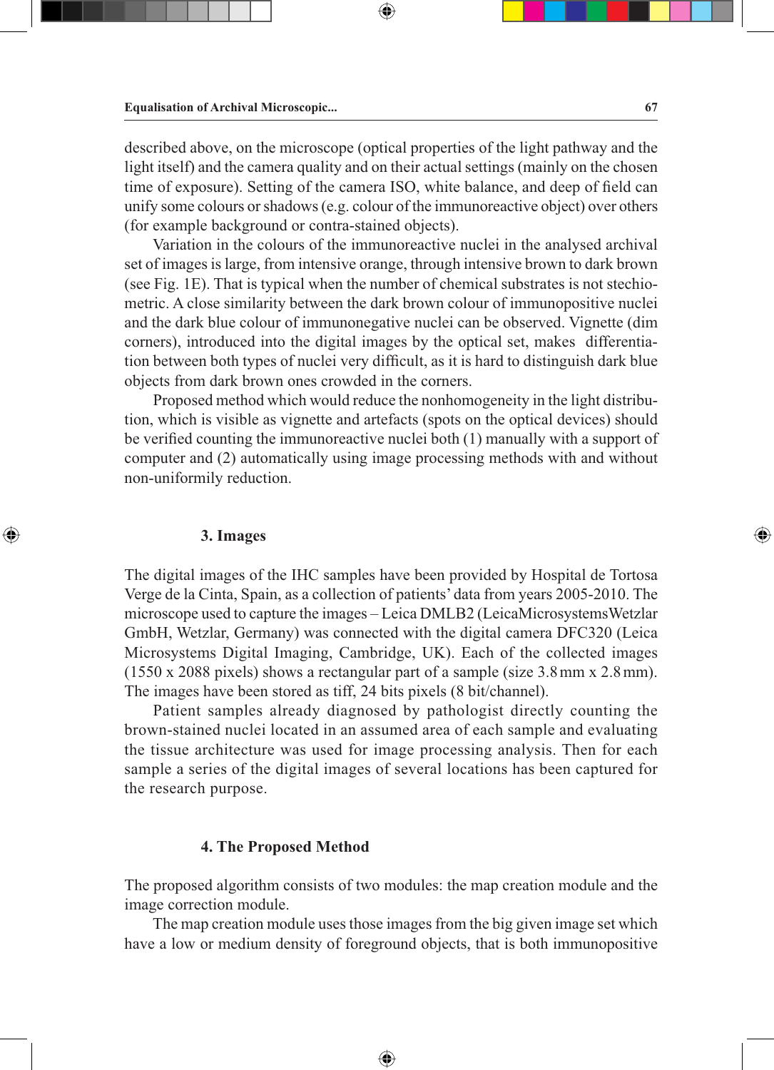described above, on the microscope (optical properties of the light pathway and the light itself) and the camera quality and on their actual settings (mainly on the chosen time of exposure). Setting of the camera ISO, white balance, and deep of field can unify some colours or shadows (e.g. colour of the immunoreactive object) over others (for example background or contra-stained objects).

Variation in the colours of the immunoreactive nuclei in the analysed archival set of images is large, from intensive orange, through intensive brown to dark brown (see Fig. 1E). That is typical when the number of chemical substrates is not stechiometric. A close similarity between the dark brown colour of immunopositive nuclei and the dark blue colour of immunonegative nuclei can be observed. Vignette (dim corners), introduced into the digital images by the optical set, makes differentiation between both types of nuclei very difficult, as it is hard to distinguish dark blue objects from dark brown ones crowded in the corners.

Proposed method which would reduce the nonhomogeneity in the light distribution, which is visible as vignette and artefacts (spots on the optical devices) should be verified counting the immunoreactive nuclei both (1) manually with a support of computer and (2) automatically using image processing methods with and without non-uniformly reduction.

## 3. Images

The digital images of the IHC samples have been provided by Hospital de Tortosa Verge de la Cinta, Spain, as a collection of patients' data from years 2005-2010. The microscope used to capture the images – Leica DMLB2 (LeicaMicrosystemsWetzlar GmbH, Wetzlar, Germany) was connected with the digital camera DFC320 (Leica Microsystems Digital Imaging, Cambridge, UK). Each of the collected images (1550 x 2088 pixels) shows a rectangular part of a sample (size 3.8 mm x 2.8 mm). The images have been stored as tiff, 24 bits pixels (8 bit/channel).

Patient samples already diagnosed by pathologist directly counting the brown-stained nuclei located in an assumed area of each sample and evaluating the tissue architecture was used for image processing analysis. Then for each sample a series of the digital images of several locations has been captured for the research purpose.

## 4. The Proposed Method

The proposed algorithm consists of two modules: the map creation module and the image correction module.

The map creation module uses those images from the big given image set which have a low or medium density of foreground objects, that is both immunopositive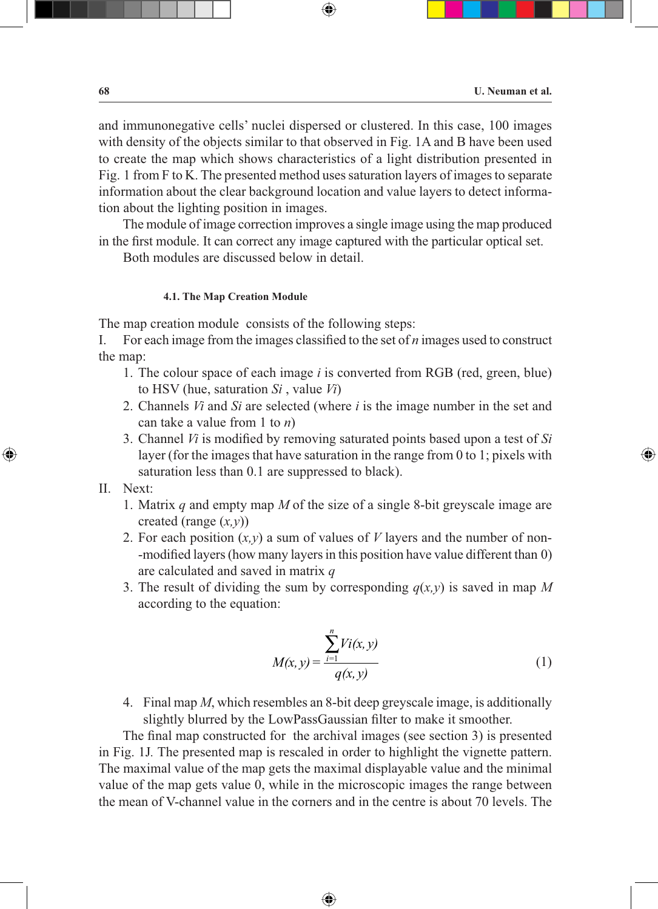and immunonegative cells' nuclei dispersed or clustered. In this case, 100 images with density of the objects similar to that observed in Fig. 1A and B have been used to create the map which shows characteristics of a light distribution presented in Fig. 1 from F to K. The presented method uses saturation layers of images to separate information about the clear background location and value layers to detect information about the lighting position in images.

The module of image correction improves a single image using the map produced in the first module. It can correct any image captured with the particular optical set.

Both modules are discussed below in detail.

### 4.1. The Map Creation Module

The map creation module consists of the following steps:

I. For each image from the images classified to the set of $n$ images used to construct the map:

1. The colour space of each image $i$ is converted from RGB (red, green, blue) to HSV (hue, saturation $Si$ , value $Vi$)
2. Channels $Vi$ and $Si$ are selected (where $i$ is the image number in the set and can take a value from 1 to $n$)
3. Channel $Vi$ is modified by removing saturated points based upon a test of $Si$ layer (for the images that have saturation in the range from 0 to 1; pixels with saturation less than 0.1 are suppressed to black).

II. Next:

1. Matrix $q$ and empty map $M$ of the size of a single 8-bit greyscale image are created (range $(x,y)$)
2. For each position $(x,y)$ a sum of values of $V$ layers and the number of non-modified layers (how many layers in this position have value different than 0) are calculated and saved in matrix $q$
3. The result of dividing the sum by corresponding $q(x,y)$ is saved in map $M$ according to the equation:

$$M(x,y) = \frac{\sum_{i=1}^{n} Vi(x,y)}{q(x,y)} \quad (1)$$

4. Final map $M$, which resembles an 8-bit deep greyscale image, is additionally slightly blurred by the LowPassGaussian filter to make it smoother.

The final map constructed for the archival images (see section 3) is presented in Fig. 1J. The presented map is rescaled in order to highlight the vignette pattern. The maximal value of the map gets the maximal displayable value and the minimal value of the map gets value 0, while in the microscopic images the range between the mean of V-channel value in the corners and in the centre is about 70 levels. The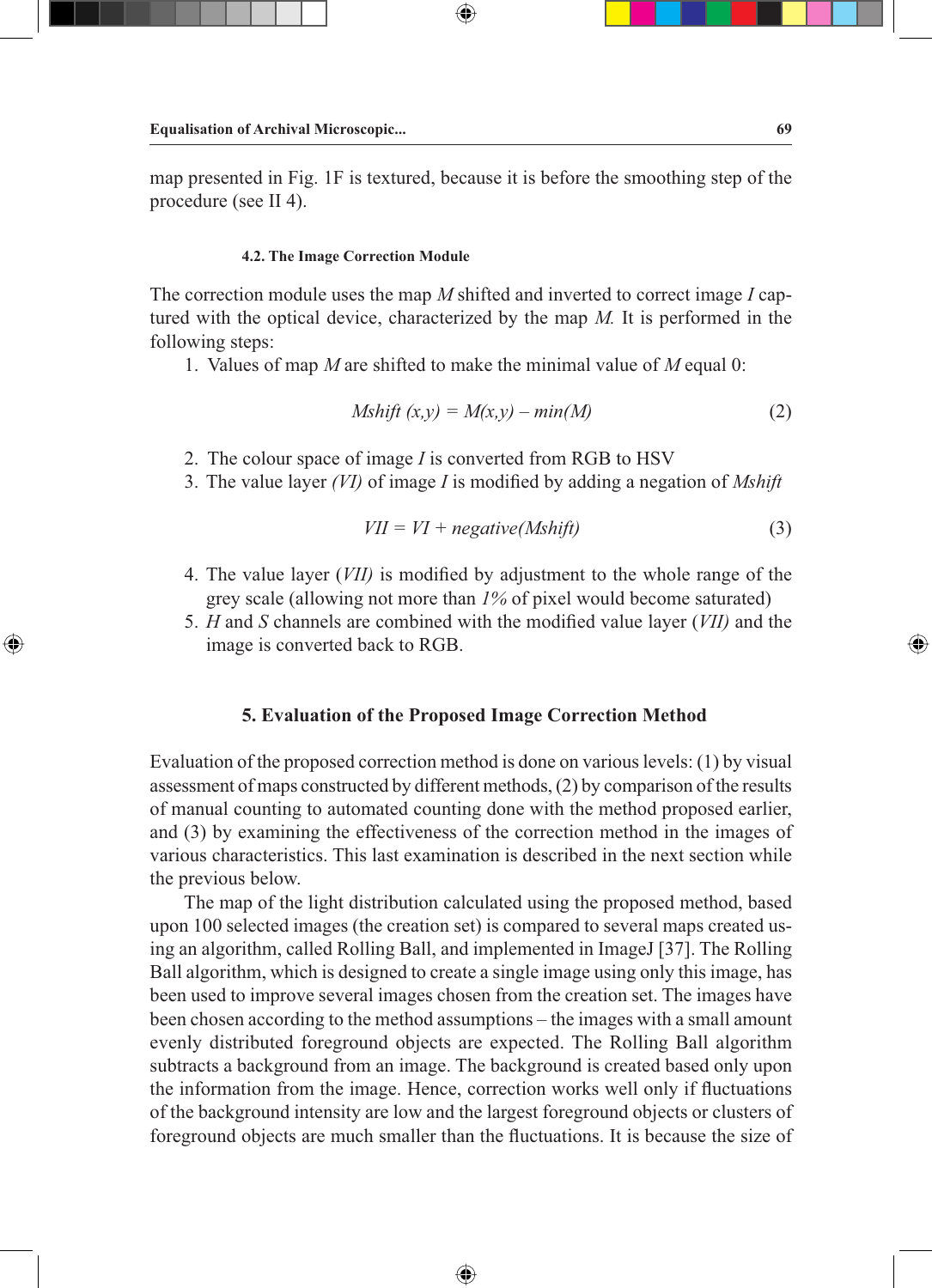map presented in Fig. 1F is textured, because it is before the smoothing step of the procedure (see II 4).

### 4.2. The Image Correction Module

The correction module uses the map $M$ shifted and inverted to correct image $I$ captured with the optical device, characterized by the map $M$. It is performed in the following steps:

1. Values of map $M$ are shifted to make the minimal value of $M$ equal 0:

$$Mshift\ (x,y) = M(x,y) - min(M) \tag{2}$$

2. The colour space of image $I$ is converted from RGB to HSV
3. The value layer *(VI)* of image $I$ is modified by adding a negation of *Mshift*

$$VII = VI + negative(Mshift) \tag{3}$$

4. The value layer (*VII*) is modified by adjustment to the whole range of the grey scale (allowing not more than *1%* of pixel would become saturated)
5. $H$ and $S$ channels are combined with the modified value layer (*VII*) and the image is converted back to RGB.

## 5. Evaluation of the Proposed Image Correction Method

Evaluation of the proposed correction method is done on various levels: (1) by visual assessment of maps constructed by different methods, (2) by comparison of the results of manual counting to automated counting done with the method proposed earlier, and (3) by examining the effectiveness of the correction method in the images of various characteristics. This last examination is described in the next section while the previous below.

The map of the light distribution calculated using the proposed method, based upon 100 selected images (the creation set) is compared to several maps created using an algorithm, called Rolling Ball, and implemented in ImageJ [37]. The Rolling Ball algorithm, which is designed to create a single image using only this image, has been used to improve several images chosen from the creation set. The images have been chosen according to the method assumptions – the images with a small amount evenly distributed foreground objects are expected. The Rolling Ball algorithm subtracts a background from an image. The background is created based only upon the information from the image. Hence, correction works well only if fluctuations of the background intensity are low and the largest foreground objects or clusters of foreground objects are much smaller than the fluctuations. It is because the size of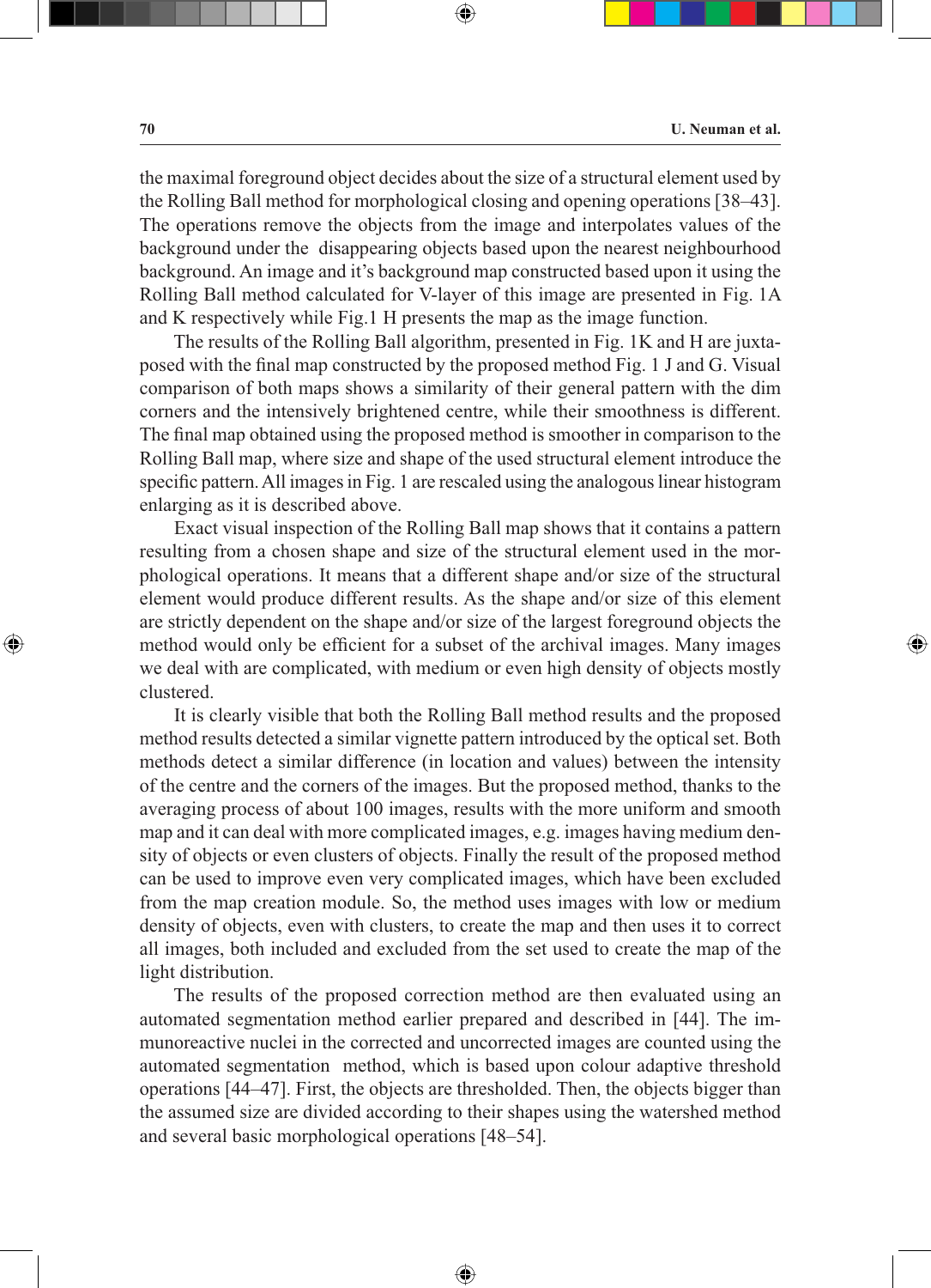the maximal foreground object decides about the size of a structural element used by the Rolling Ball method for morphological closing and opening operations [38–43]. The operations remove the objects from the image and interpolates values of the background under the disappearing objects based upon the nearest neighbourhood background. An image and it's background map constructed based upon it using the Rolling Ball method calculated for V-layer of this image are presented in Fig. 1A and K respectively while Fig.1 H presents the map as the image function.

The results of the Rolling Ball algorithm, presented in Fig. 1K and H are juxtaposed with the final map constructed by the proposed method Fig. 1 J and G. Visual comparison of both maps shows a similarity of their general pattern with the dim corners and the intensively brightened centre, while their smoothness is different. The final map obtained using the proposed method is smoother in comparison to the Rolling Ball map, where size and shape of the used structural element introduce the specific pattern. All images in Fig. 1 are rescaled using the analogous linear histogram enlarging as it is described above.

Exact visual inspection of the Rolling Ball map shows that it contains a pattern resulting from a chosen shape and size of the structural element used in the morphological operations. It means that a different shape and/or size of the structural element would produce different results. As the shape and/or size of this element are strictly dependent on the shape and/or size of the largest foreground objects the method would only be efficient for a subset of the archival images. Many images we deal with are complicated, with medium or even high density of objects mostly clustered.

It is clearly visible that both the Rolling Ball method results and the proposed method results detected a similar vignette pattern introduced by the optical set. Both methods detect a similar difference (in location and values) between the intensity of the centre and the corners of the images. But the proposed method, thanks to the averaging process of about 100 images, results with the more uniform and smooth map and it can deal with more complicated images, e.g. images having medium density of objects or even clusters of objects. Finally the result of the proposed method can be used to improve even very complicated images, which have been excluded from the map creation module. So, the method uses images with low or medium density of objects, even with clusters, to create the map and then uses it to correct all images, both included and excluded from the set used to create the map of the light distribution.

The results of the proposed correction method are then evaluated using an automated segmentation method earlier prepared and described in [44]. The immunoreactive nuclei in the corrected and uncorrected images are counted using the automated segmentation method, which is based upon colour adaptive threshold operations [44–47]. First, the objects are thresholded. Then, the objects bigger than the assumed size are divided according to their shapes using the watershed method and several basic morphological operations [48–54].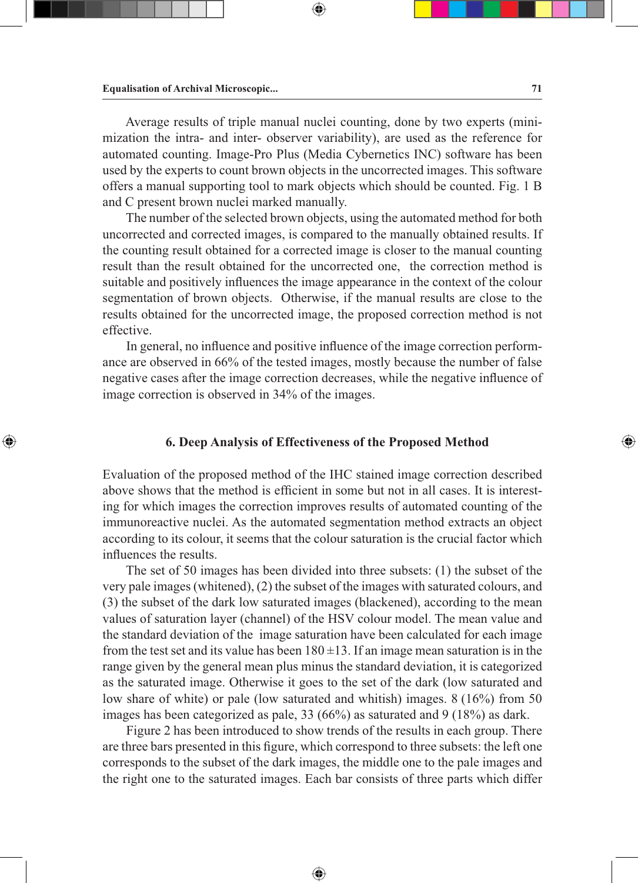Average results of triple manual nuclei counting, done by two experts (minimization the intra- and inter- observer variability), are used as the reference for automated counting. Image-Pro Plus (Media Cybernetics INC) software has been used by the experts to count brown objects in the uncorrected images. This software offers a manual supporting tool to mark objects which should be counted. Fig. 1 B and C present brown nuclei marked manually.

The number of the selected brown objects, using the automated method for both uncorrected and corrected images, is compared to the manually obtained results. If the counting result obtained for a corrected image is closer to the manual counting result than the result obtained for the uncorrected one, the correction method is suitable and positively influences the image appearance in the context of the colour segmentation of brown objects. Otherwise, if the manual results are close to the results obtained for the uncorrected image, the proposed correction method is not effective.

In general, no influence and positive influence of the image correction performance are observed in 66% of the tested images, mostly because the number of false negative cases after the image correction decreases, while the negative influence of image correction is observed in 34% of the images.

## 6. Deep Analysis of Effectiveness of the Proposed Method

Evaluation of the proposed method of the IHC stained image correction described above shows that the method is efficient in some but not in all cases. It is interesting for which images the correction improves results of automated counting of the immunoreactive nuclei. As the automated segmentation method extracts an object according to its colour, it seems that the colour saturation is the crucial factor which influences the results.

The set of 50 images has been divided into three subsets: (1) the subset of the very pale images (whitened), (2) the subset of the images with saturated colours, and (3) the subset of the dark low saturated images (blackened), according to the mean values of saturation layer (channel) of the HSV colour model. The mean value and the standard deviation of the image saturation have been calculated for each image from the test set and its value has been $180 \pm 13$. If an image mean saturation is in the range given by the general mean plus minus the standard deviation, it is categorized as the saturated image. Otherwise it goes to the set of the dark (low saturated and low share of white) or pale (low saturated and whitish) images. 8 (16%) from 50 images has been categorized as pale, 33 (66%) as saturated and 9 (18%) as dark.

Figure 2 has been introduced to show trends of the results in each group. There are three bars presented in this figure, which correspond to three subsets: the left one corresponds to the subset of the dark images, the middle one to the pale images and the right one to the saturated images. Each bar consists of three parts which differ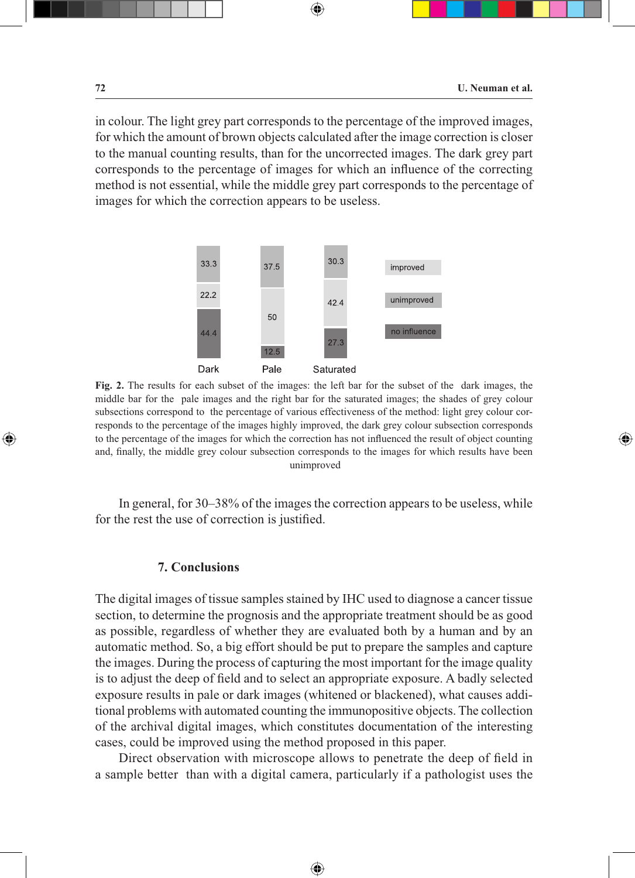in colour. The light grey part corresponds to the percentage of the improved images, for which the amount of brown objects calculated after the image correction is closer to the manual counting results, than for the uncorrected images. The dark grey part corresponds to the percentage of images for which an influence of the correcting method is not essential, while the middle grey part corresponds to the percentage of images for which the correction appears to be useless.

| | Dark | Pale | Saturated |
|---|---|---|---|
| improved | 33.3 | 37.5 | 30.3 |
| unimproved | 22.2 | 50 | 42.4 |
| no influence | 44.4 | 12.5 | 27.3 |

**Fig. 2.** The results for each subset of the images: the left bar for the subset of the dark images, the middle bar for the pale images and the right bar for the saturated images; the shades of grey colour subsections correspond to the percentage of various effectiveness of the method: light grey colour corresponds to the percentage of the images highly improved, the dark grey colour subsection corresponds to the percentage of the images for which the correction has not influenced the result of object counting and, finally, the middle grey colour subsection corresponds to the images for which results have been unimproved

In general, for 30–38% of the images the correction appears to be useless, while for the rest the use of correction is justified.

## 7. Conclusions

The digital images of tissue samples stained by IHC used to diagnose a cancer tissue section, to determine the prognosis and the appropriate treatment should be as good as possible, regardless of whether they are evaluated both by a human and by an automatic method. So, a big effort should be put to prepare the samples and capture the images. During the process of capturing the most important for the image quality is to adjust the deep of field and to select an appropriate exposure. A badly selected exposure results in pale or dark images (whitened or blackened), what causes additional problems with automated counting the immunopositive objects. The collection of the archival digital images, which constitutes documentation of the interesting cases, could be improved using the method proposed in this paper.

Direct observation with microscope allows to penetrate the deep of field in a sample better than with a digital camera, particularly if a pathologist uses the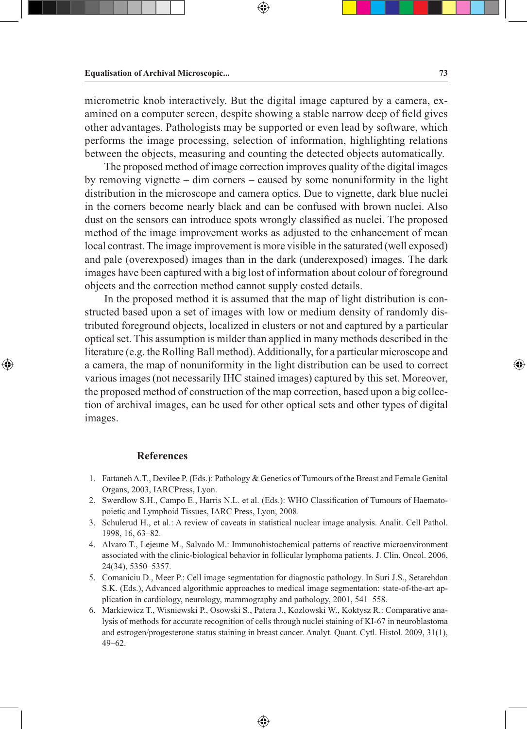micrometric knob interactively. But the digital image captured by a camera, examined on a computer screen, despite showing a stable narrow deep of field gives other advantages. Pathologists may be supported or even lead by software, which performs the image processing, selection of information, highlighting relations between the objects, measuring and counting the detected objects automatically.

The proposed method of image correction improves quality of the digital images by removing vignette – dim corners – caused by some nonuniformity in the light distribution in the microscope and camera optics. Due to vignette, dark blue nuclei in the corners become nearly black and can be confused with brown nuclei. Also dust on the sensors can introduce spots wrongly classified as nuclei. The proposed method of the image improvement works as adjusted to the enhancement of mean local contrast. The image improvement is more visible in the saturated (well exposed) and pale (overexposed) images than in the dark (underexposed) images. The dark images have been captured with a big lost of information about colour of foreground objects and the correction method cannot supply costed details.

In the proposed method it is assumed that the map of light distribution is constructed based upon a set of images with low or medium density of randomly distributed foreground objects, localized in clusters or not and captured by a particular optical set. This assumption is milder than applied in many methods described in the literature (e.g. the Rolling Ball method). Additionally, for a particular microscope and a camera, the map of nonuniformity in the light distribution can be used to correct various images (not necessarily IHC stained images) captured by this set. Moreover, the proposed method of construction of the map correction, based upon a big collection of archival images, can be used for other optical sets and other types of digital images.

## References

1. Fattaneh A.T., Devilee P. (Eds.): Pathology & Genetics of Tumours of the Breast and Female Genital Organs, 2003, IARCPress, Lyon.
2. Swerdlow S.H., Campo E., Harris N.L. et al. (Eds.): WHO Classification of Tumours of Haematopoietic and Lymphoid Tissues, IARC Press, Lyon, 2008.
3. Schulerud H., et al.: A review of caveats in statistical nuclear image analysis. Analit. Cell Pathol. 1998, 16, 63–82.
4. Alvaro T., Lejeune M., Salvado M.: Immunohistochemical patterns of reactive microenvironment associated with the clinic-biological behavior in follicular lymphoma patients. J. Clin. Oncol. 2006, 24(34), 5350–5357.
5. Comaniciu D., Meer P.: Cell image segmentation for diagnostic pathology. In Suri J.S., Setarehdan S.K. (Eds.), Advanced algorithmic approaches to medical image segmentation: state-of-the-art application in cardiology, neurology, mammography and pathology, 2001, 541–558.
6. Markiewicz T., Wisniewski P., Osowski S., Patera J., Kozlowski W., Koktysz R.: Comparative analysis of methods for accurate recognition of cells through nuclei staining of KI-67 in neuroblastoma and estrogen/progesterone status staining in breast cancer. Analyt. Quant. Cytl. Histol. 2009, 31(1), 49–62.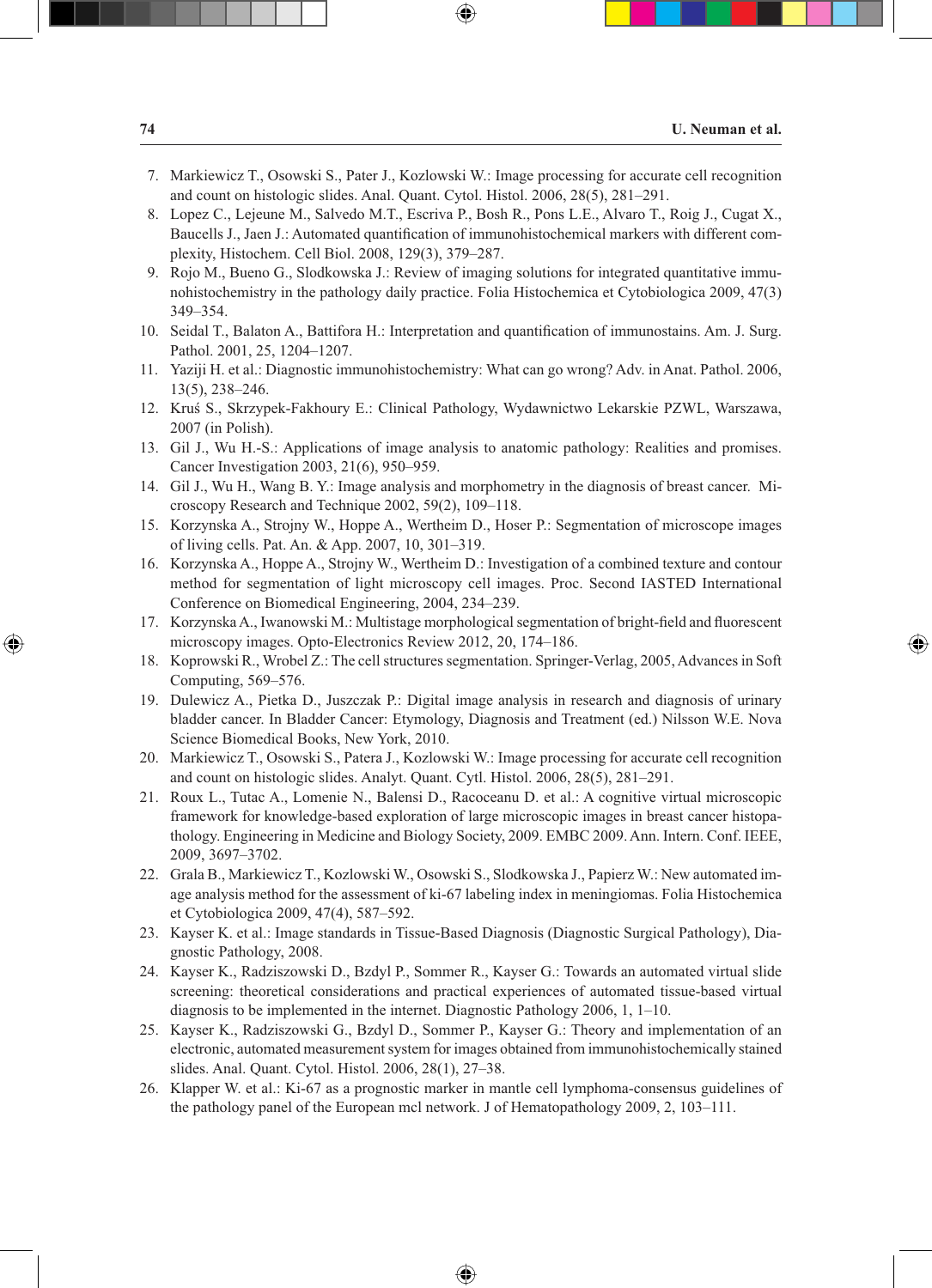7. Markiewicz T., Osowski S., Pater J., Kozlowski W.: Image processing for accurate cell recognition and count on histologic slides. Anal. Quant. Cytol. Histol. 2006, 28(5), 281–291.
8. Lopez C., Lejeune M., Salvedo M.T., Escriva P., Bosh R., Pons L.E., Alvaro T., Roig J., Cugat X., Baucells J., Jaen J.: Automated quantification of immunohistochemical markers with different complexity, Histochem. Cell Biol. 2008, 129(3), 379–287.
9. Rojo M., Bueno G., Slodkowska J.: Review of imaging solutions for integrated quantitative immunohistochemistry in the pathology daily practice. Folia Histochemica et Cytobiologica 2009, 47(3) 349–354.
10. Seidal T., Balaton A., Battifora H.: Interpretation and quantification of immunostains. Am. J. Surg. Pathol. 2001, 25, 1204–1207.
11. Yaziji H. et al.: Diagnostic immunohistochemistry: What can go wrong? Adv. in Anat. Pathol. 2006, 13(5), 238–246.
12. Kruś S., Skrzypek-Fakhoury E.: Clinical Pathology, Wydawnictwo Lekarskie PZWL, Warszawa, 2007 (in Polish).
13. Gil J., Wu H.-S.: Applications of image analysis to anatomic pathology: Realities and promises. Cancer Investigation 2003, 21(6), 950–959.
14. Gil J., Wu H., Wang B. Y.: Image analysis and morphometry in the diagnosis of breast cancer. Microscopy Research and Technique 2002, 59(2), 109–118.
15. Korzynska A., Strojny W., Hoppe A., Wertheim D., Hoser P.: Segmentation of microscope images of living cells. Pat. An. & App. 2007, 10, 301–319.
16. Korzynska A., Hoppe A., Strojny W., Wertheim D.: Investigation of a combined texture and contour method for segmentation of light microscopy cell images. Proc. Second IASTED International Conference on Biomedical Engineering, 2004, 234–239.
17. Korzynska A., Iwanowski M.: Multistage morphological segmentation of bright-field and fluorescent microscopy images. Opto-Electronics Review 2012, 20, 174–186.
18. Koprowski R., Wrobel Z.: The cell structures segmentation. Springer-Verlag, 2005, Advances in Soft Computing, 569–576.
19. Dulewicz A., Pietka D., Juszczak P.: Digital image analysis in research and diagnosis of urinary bladder cancer. In Bladder Cancer: Etymology, Diagnosis and Treatment (ed.) Nilsson W.E. Nova Science Biomedical Books, New York, 2010.
20. Markiewicz T., Osowski S., Patera J., Kozlowski W.: Image processing for accurate cell recognition and count on histologic slides. Analyt. Quant. Cytl. Histol. 2006, 28(5), 281–291.
21. Roux L., Tutac A., Lomenie N., Balensi D., Racoceanu D. et al.: A cognitive virtual microscopic framework for knowledge-based exploration of large microscopic images in breast cancer histopathology. Engineering in Medicine and Biology Society, 2009. EMBC 2009. Ann. Intern. Conf. IEEE, 2009, 3697–3702.
22. Grala B., Markiewicz T., Kozlowski W., Osowski S., Slodkowska J., Papierz W.: New automated image analysis method for the assessment of ki-67 labeling index in meningiomas. Folia Histochemica et Cytobiologica 2009, 47(4), 587–592.
23. Kayser K. et al.: Image standards in Tissue-Based Diagnosis (Diagnostic Surgical Pathology), Diagnostic Pathology, 2008.
24. Kayser K., Radziszowski D., Bzdyl P., Sommer R., Kayser G.: Towards an automated virtual slide screening: theoretical considerations and practical experiences of automated tissue-based virtual diagnosis to be implemented in the internet. Diagnostic Pathology 2006, 1, 1–10.
25. Kayser K., Radziszowski G., Bzdyl D., Sommer P., Kayser G.: Theory and implementation of an electronic, automated measurement system for images obtained from immunohistochemically stained slides. Anal. Quant. Cytol. Histol. 2006, 28(1), 27–38.
26. Klapper W. et al.: Ki-67 as a prognostic marker in mantle cell lymphoma-consensus guidelines of the pathology panel of the European mcl network. J of Hematopathology 2009, 2, 103–111.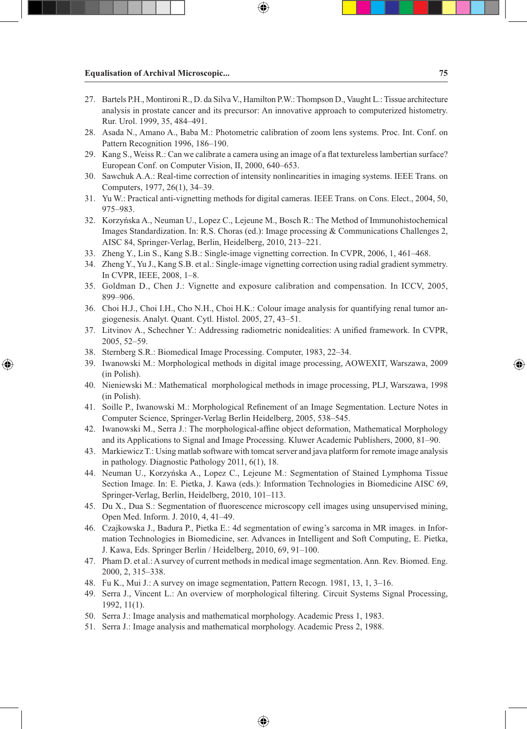27. Bartels P.H., Montironi R., D. da Silva V., Hamilton P.W.: Thompson D., Vaught L.: Tissue architecture analysis in prostate cancer and its precursor: An innovative approach to computerized histometry. Rur. Urol. 1999, 35, 484–491.
28. Asada N., Amano A., Baba M.: Photometric calibration of zoom lens systems. Proc. Int. Conf. on Pattern Recognition 1996, 186–190.
29. Kang S., Weiss R.: Can we calibrate a camera using an image of a flat textureless lambertian surface? European Conf. on Computer Vision, II, 2000, 640–653.
30. Sawchuk A.A.: Real-time correction of intensity nonlinearities in imaging systems. IEEE Trans. on Computers, 1977, 26(1), 34–39.
31. Yu W.: Practical anti-vignetting methods for digital cameras. IEEE Trans. on Cons. Elect., 2004, 50, 975–983.
32. Korzyńska A., Neuman U., Lopez C., Lejeune M., Bosch R.: The Method of Immunohistochemical Images Standardization. In: R.S. Choras (ed.): Image processing & Communications Challenges 2, AISC 84, Springer-Verlag, Berlin, Heidelberg, 2010, 213–221.
33. Zheng Y., Lin S., Kang S.B.: Single-image vignetting correction. In CVPR, 2006, 1, 461–468.
34. Zheng Y., Yu J., Kang S.B. et al.: Single-image vignetting correction using radial gradient symmetry. In CVPR, IEEE, 2008, 1–8.
35. Goldman D., Chen J.: Vignette and exposure calibration and compensation. In ICCV, 2005, 899–906.
36. Choi H.J., Choi I.H., Cho N.H., Choi H.K.: Colour image analysis for quantifying renal tumor angiogenesis. Analyt. Quant. Cytl. Histol. 2005, 27, 43–51.
37. Litvinov A., Schechner Y.: Addressing radiometric nonidealities: A unified framework. In CVPR, 2005, 52–59.
38. Sternberg S.R.: Biomedical Image Processing. Computer, 1983, 22–34.
39. Iwanowski M.: Morphological methods in digital image processing, AOWEXIT, Warszawa, 2009 (in Polish).
40. Nieniewski M.: Mathematical morphological methods in image processing, PLJ, Warszawa, 1998 (in Polish).
41. Soille P., Iwanowski M.: Morphological Refinement of an Image Segmentation. Lecture Notes in Computer Science, Springer-Verlag Berlin Heidelberg, 2005, 538–545.
42. Iwanowski M., Serra J.: The morphological-affine object deformation, Mathematical Morphology and its Applications to Signal and Image Processing. Kluwer Academic Publishers, 2000, 81–90.
43. Markiewicz T.: Using matlab software with tomcat server and java platform for remote image analysis in pathology. Diagnostic Pathology 2011, 6(1), 18.
44. Neuman U., Korzyńska A., Lopez C., Lejeune M.: Segmentation of Stained Lymphoma Tissue Section Image. In: E. Pietka, J. Kawa (eds.): Information Technologies in Biomedicine AISC 69, Springer-Verlag, Berlin, Heidelberg, 2010, 101–113.
45. Du X., Dua S.: Segmentation of fluorescence microscopy cell images using unsupervised mining, Open Med. Inform. J. 2010, 4, 41–49.
46. Czajkowska J., Badura P., Pietka E.: 4d segmentation of ewing's sarcoma in MR images. in Information Technologies in Biomedicine, ser. Advances in Intelligent and Soft Computing, E. Pietka, J. Kawa, Eds. Springer Berlin / Heidelberg, 2010, 69, 91–100.
47. Pham D. et al.: A survey of current methods in medical image segmentation. Ann. Rev. Biomed. Eng. 2000, 2, 315–338.
48. Fu K., Mui J.: A survey on image segmentation, Pattern Recogn. 1981, 13, 1, 3–16.
49. Serra J., Vincent L.: An overview of morphological filtering. Circuit Systems Signal Processing, 1992, 11(1).
50. Serra J.: Image analysis and mathematical morphology. Academic Press 1, 1983.
51. Serra J.: Image analysis and mathematical morphology. Academic Press 2, 1988.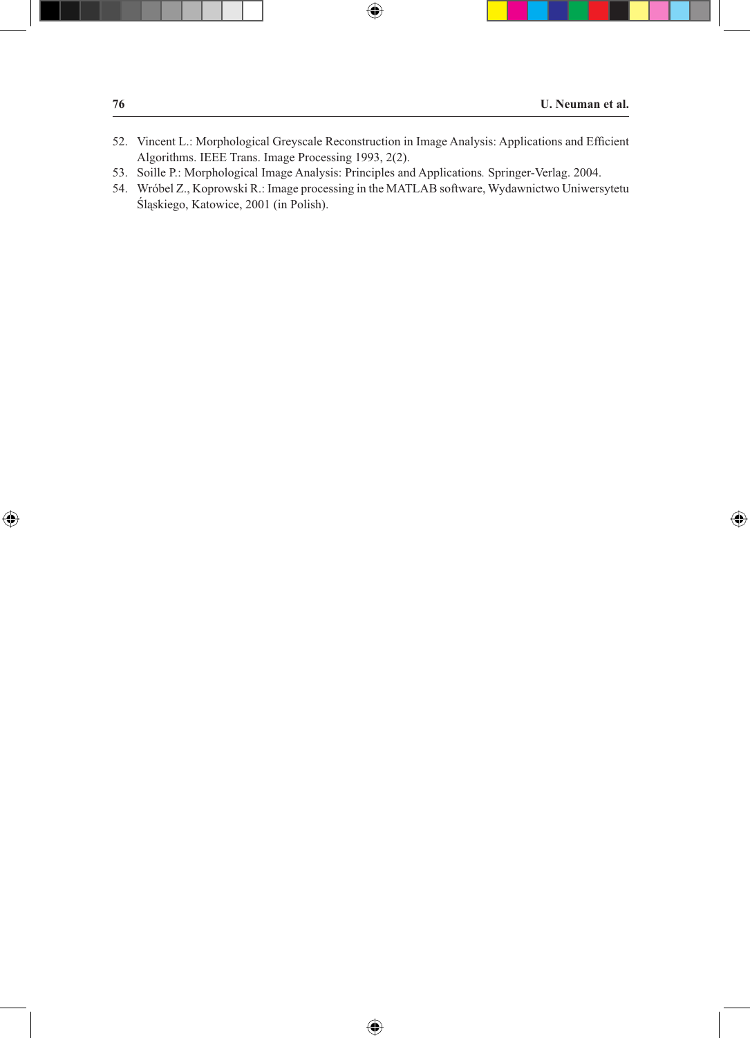52. Vincent L.: Morphological Greyscale Reconstruction in Image Analysis: Applications and Efficient Algorithms. IEEE Trans. Image Processing 1993, 2(2).
53. Soille P.: Morphological Image Analysis: Principles and Applications. Springer-Verlag. 2004.
54. Wróbel Z., Koprowski R.: Image processing in the MATLAB software, Wydawnictwo Uniwersytetu Śląskiego, Katowice, 2001 (in Polish).